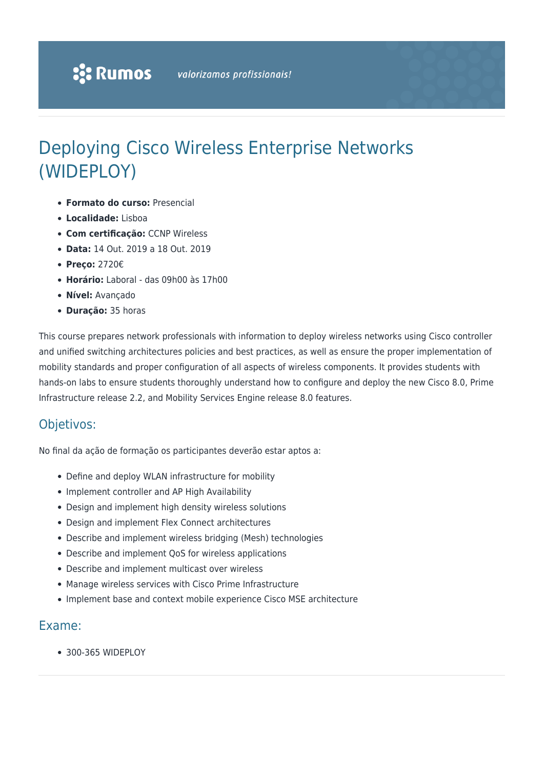:: Rumos *valorizamos profissionais!*

# Deploying Cisco Wireless Enterprise Networks (WIDEPLOY)

- **Formato do curso:** Presencial
- **Localidade:** Lisboa
- **Com certificação:** CCNP Wireless
- **Data:** 14 Out. 2019 a 18 Out. 2019
- **Preço:** 2720€
- **Horário:** Laboral - das 09h00 às 17h00
- **Nível:** Avançado
- **Duração:** 35 horas

This course prepares network professionals with information to deploy wireless networks using Cisco controller and unified switching architectures policies and best practices, as well as ensure the proper implementation of mobility standards and proper configuration of all aspects of wireless components. It provides students with hands-on labs to ensure students thoroughly understand how to configure and deploy the new Cisco 8.0, Prime Infrastructure release 2.2, and Mobility Services Engine release 8.0 features.

## Objetivos:

No final da ação de formação os participantes deverão estar aptos a:

- Define and deploy WLAN infrastructure for mobility
- Implement controller and AP High Availability
- Design and implement high density wireless solutions
- Design and implement Flex Connect architectures
- Describe and implement wireless bridging (Mesh) technologies
- Describe and implement QoS for wireless applications
- Describe and implement multicast over wireless
- Manage wireless services with Cisco Prime Infrastructure
- Implement base and context mobile experience Cisco MSE architecture

## Exame:

- 300-365 WIDEPLOY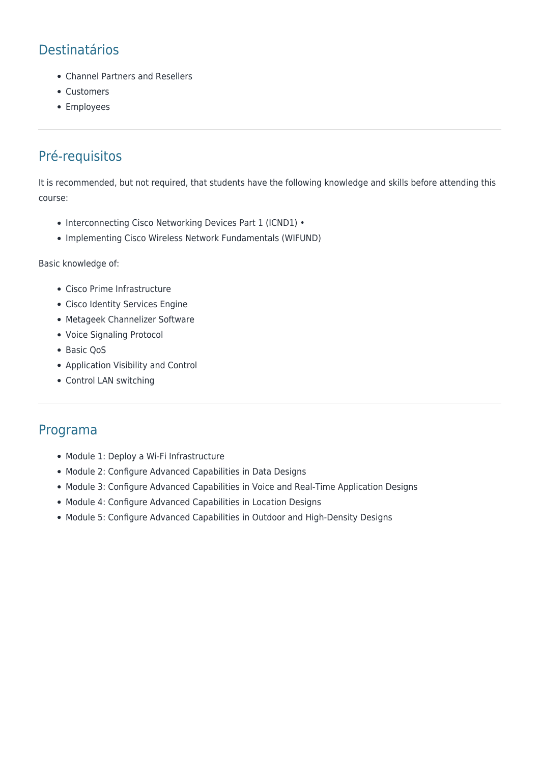## Destinatários

- Channel Partners and Resellers
- Customers
- Employees

---

## Pré-requisitos

It is recommended, but not required, that students have the following knowledge and skills before attending this course:

- Interconnecting Cisco Networking Devices Part 1 (ICND1) •
- Implementing Cisco Wireless Network Fundamentals (WIFUND)

Basic knowledge of:

- Cisco Prime Infrastructure
- Cisco Identity Services Engine
- Metageek Channelizer Software
- Voice Signaling Protocol
- Basic QoS
- Application Visibility and Control
- Control LAN switching

---

## Programa

- Module 1: Deploy a Wi-Fi Infrastructure
- Module 2: Configure Advanced Capabilities in Data Designs
- Module 3: Configure Advanced Capabilities in Voice and Real-Time Application Designs
- Module 4: Configure Advanced Capabilities in Location Designs
- Module 5: Configure Advanced Capabilities in Outdoor and High-Density Designs